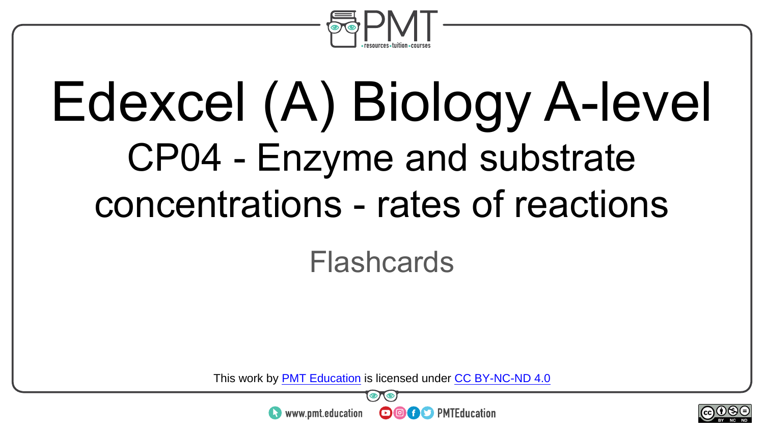# Edexcel (A) Biology A-level

## CP04 - Enzyme and substrate concentrations - rates of reactions

Flashcards

This work by PMT Education is licensed under CC BY-NC-ND 4.0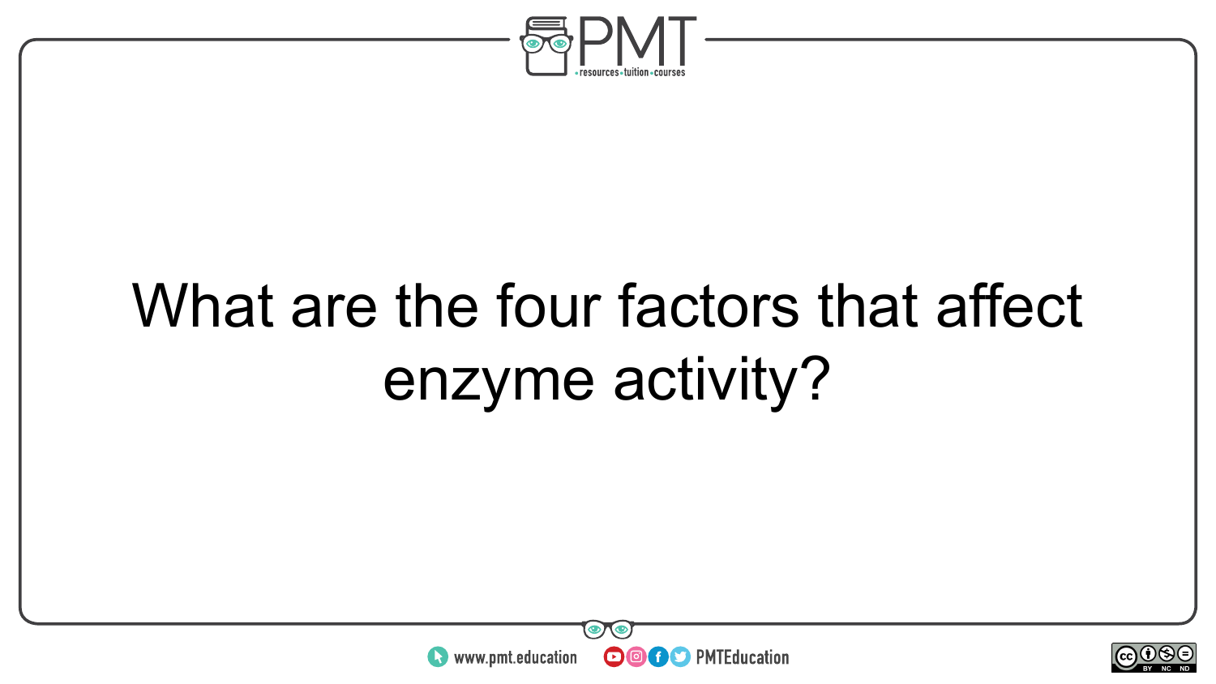What are the four factors that affect enzyme activity?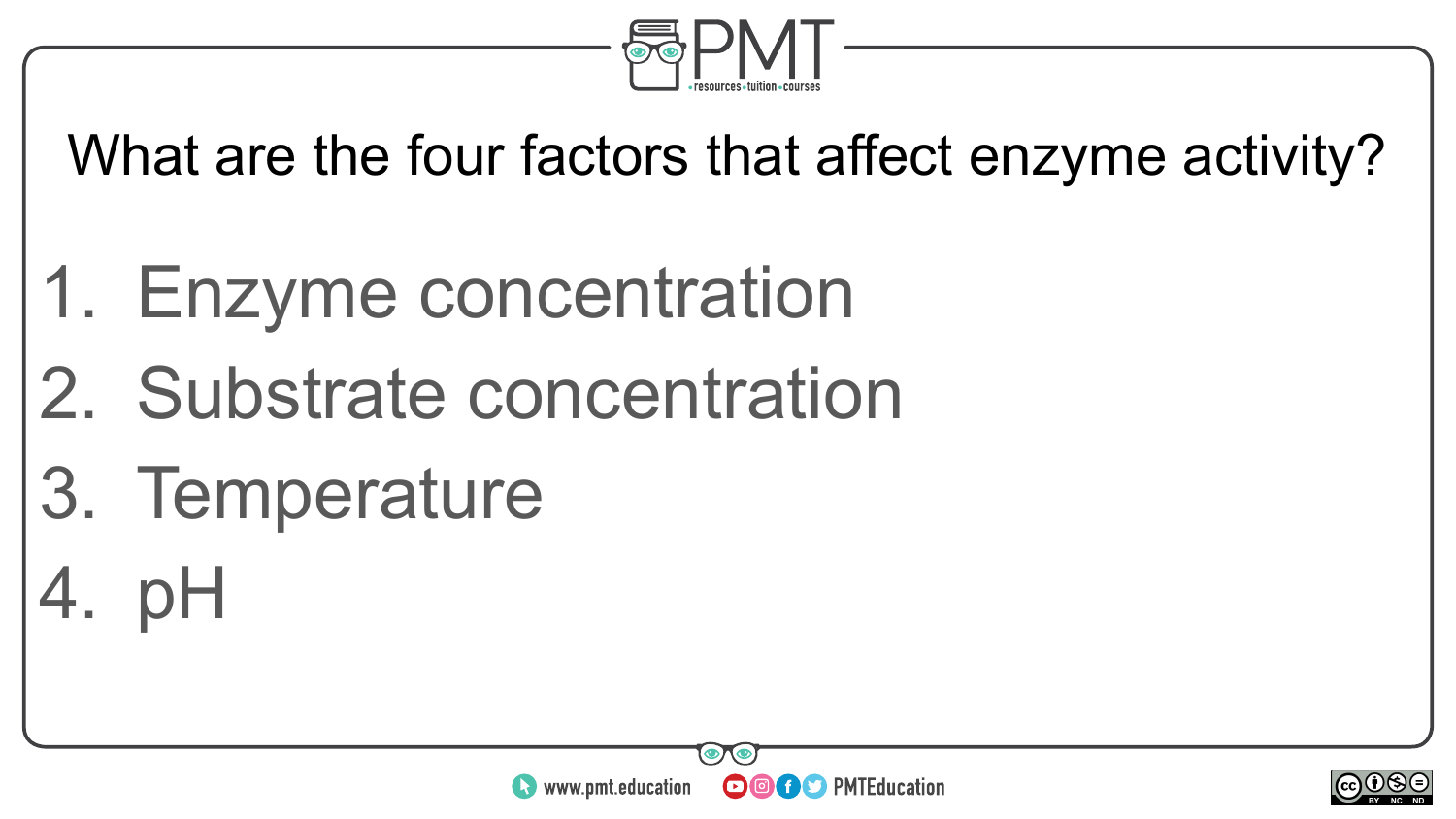What are the four factors that affect enzyme activity?

1. Enzyme concentration
2. Substrate concentration
3. Temperature
4. pH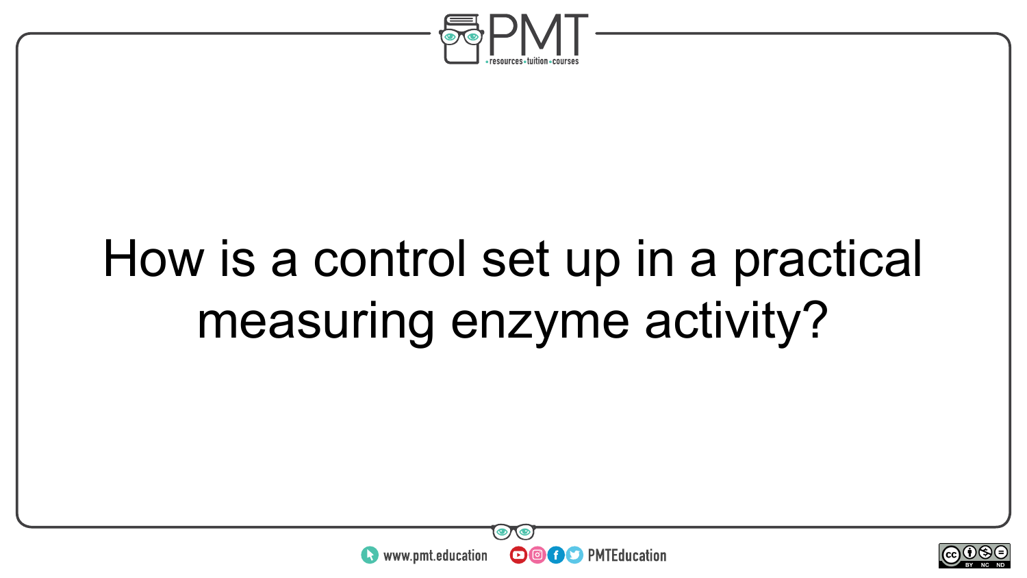How is a control set up in a practical measuring enzyme activity?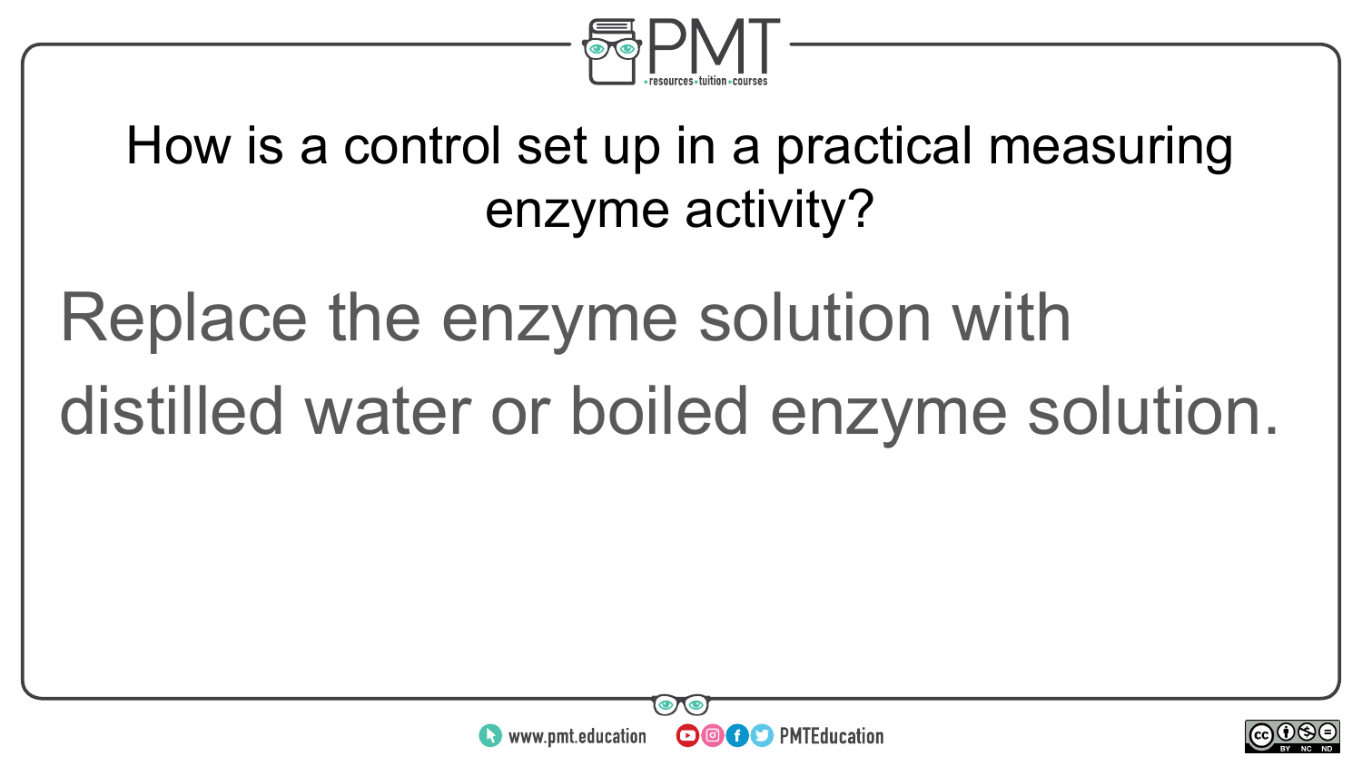How is a control set up in a practical measuring enzyme activity?

Replace the enzyme solution with distilled water or boiled enzyme solution.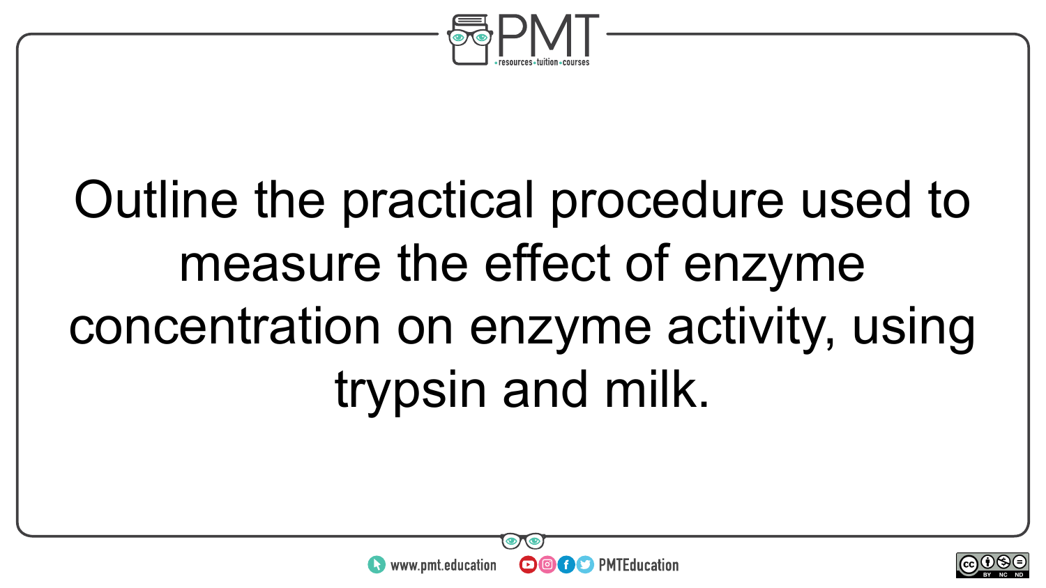Outline the practical procedure used to measure the effect of enzyme concentration on enzyme activity, using trypsin and milk.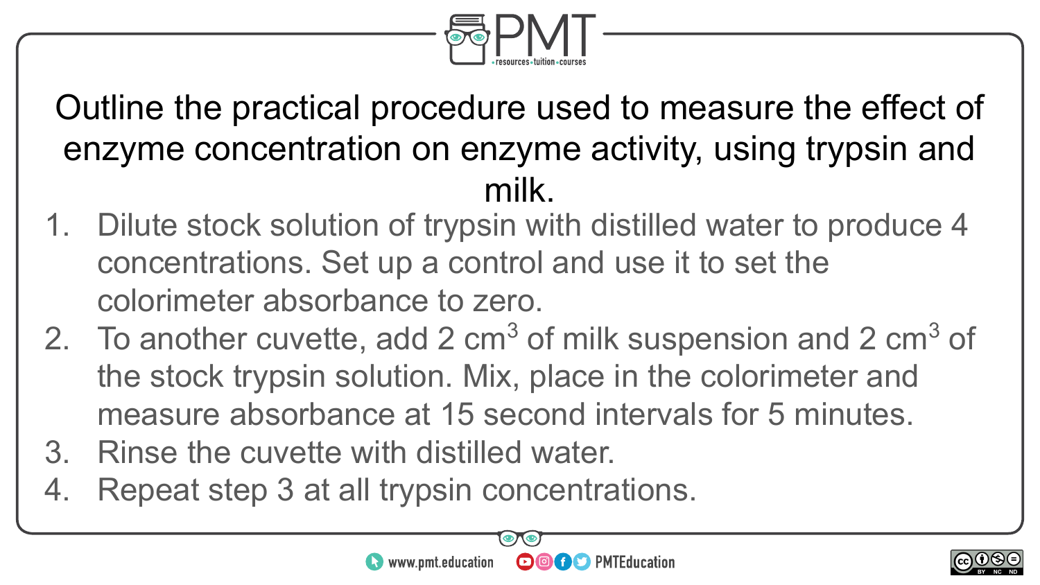Outline the practical procedure used to measure the effect of enzyme concentration on enzyme activity, using trypsin and milk.

1. Dilute stock solution of trypsin with distilled water to produce 4 concentrations. Set up a control and use it to set the colorimeter absorbance to zero.
2. To another cuvette, add 2 $cm^3$ of milk suspension and 2 $cm^3$ of the stock trypsin solution. Mix, place in the colorimeter and measure absorbance at 15 second intervals for 5 minutes.
3. Rinse the cuvette with distilled water.
4. Repeat step 3 at all trypsin concentrations.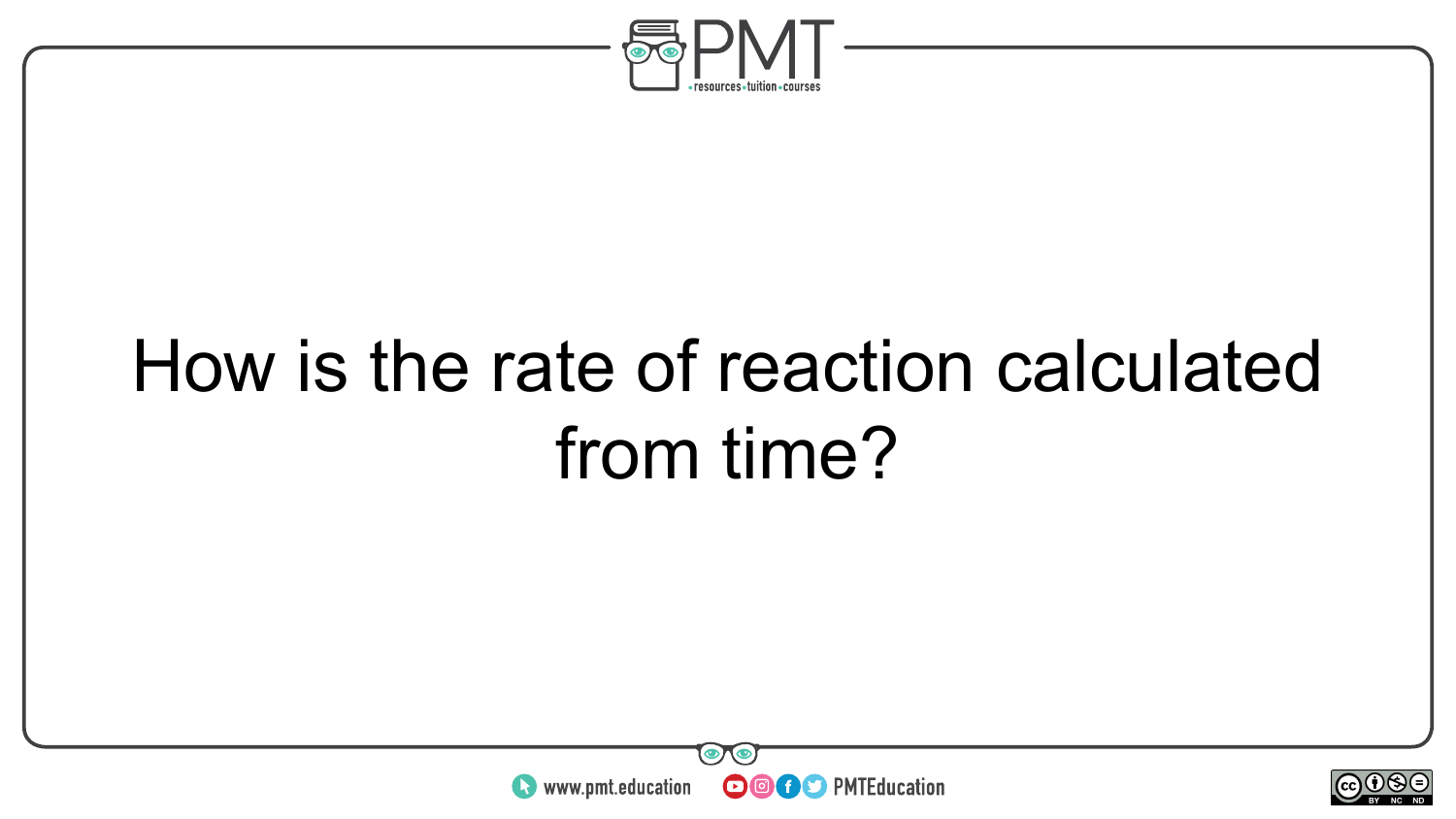How is the rate of reaction calculated from time?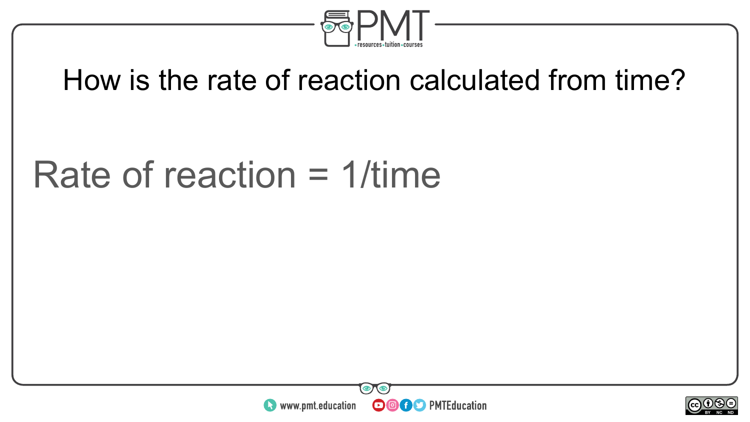# How is the rate of reaction calculated from time?

Rate of reaction = 1/time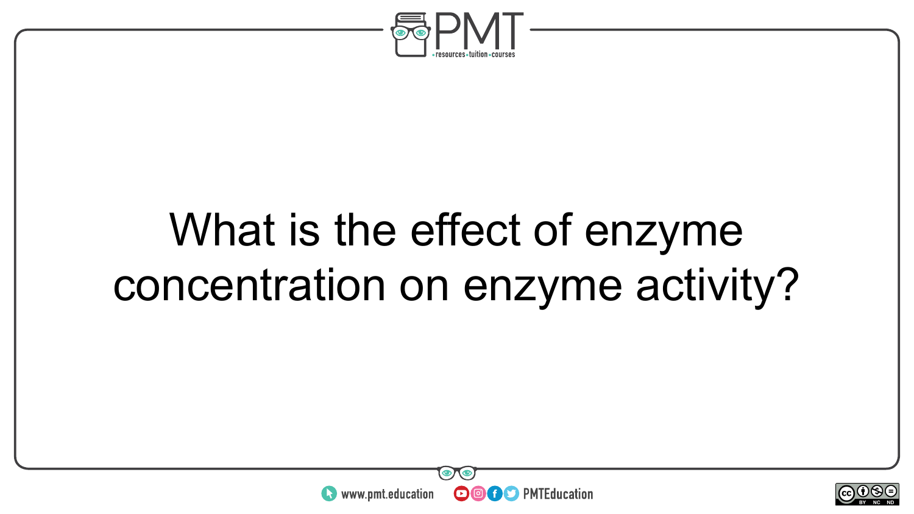What is the effect of enzyme concentration on enzyme activity?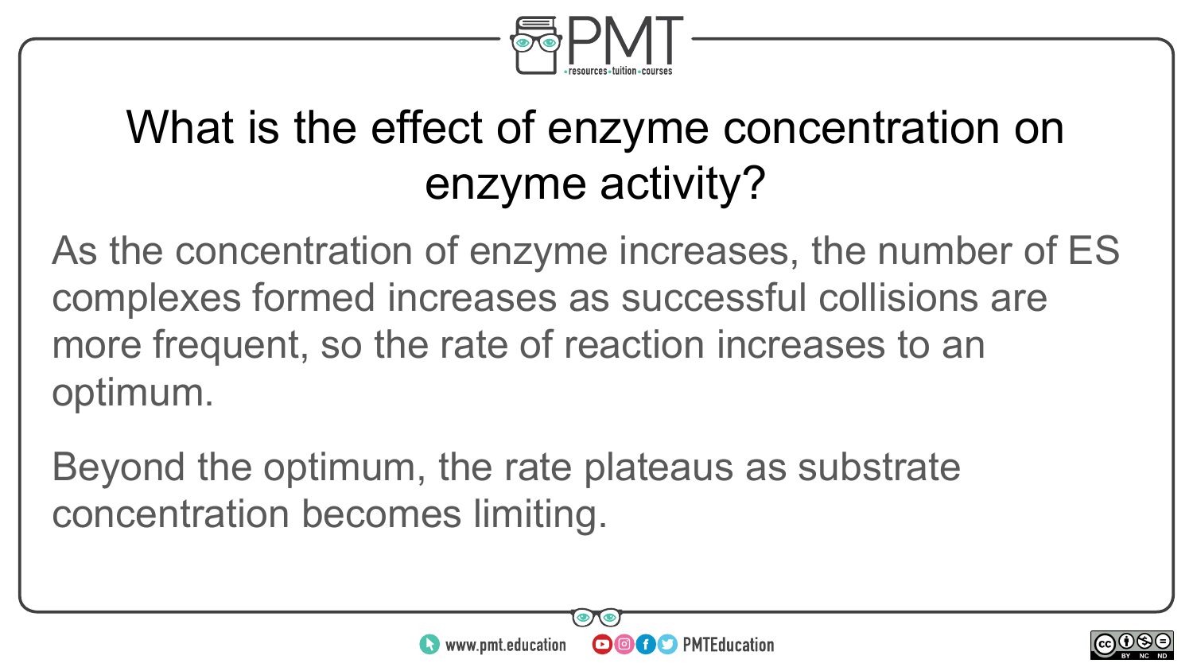# What is the effect of enzyme concentration on enzyme activity?

As the concentration of enzyme increases, the number of ES complexes formed increases as successful collisions are more frequent, so the rate of reaction increases to an optimum.

Beyond the optimum, the rate plateaus as substrate concentration becomes limiting.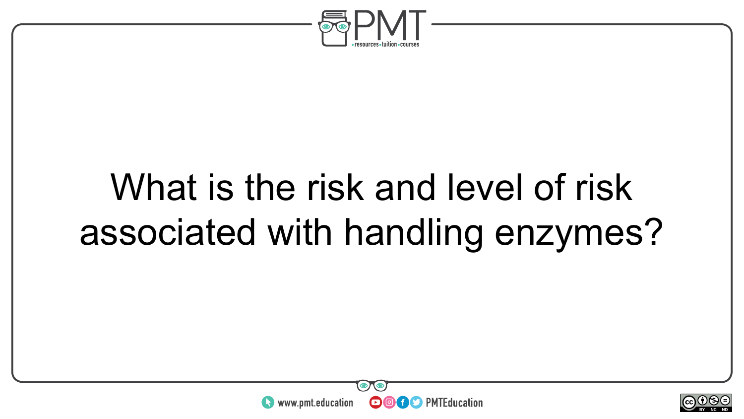What is the risk and level of risk associated with handling enzymes?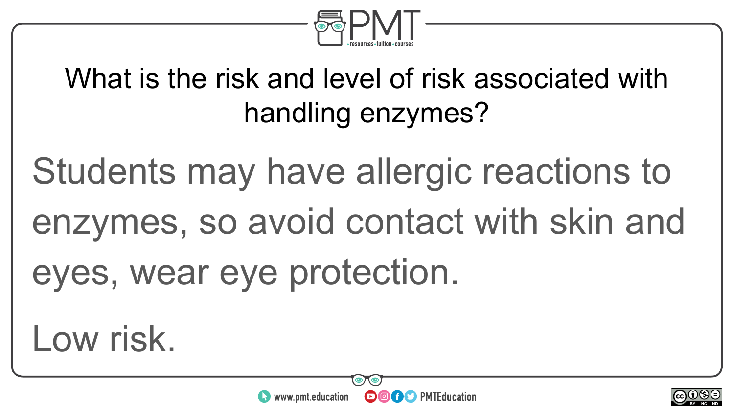What is the risk and level of risk associated with handling enzymes?

Students may have allergic reactions to enzymes, so avoid contact with skin and eyes, wear eye protection.

Low risk.